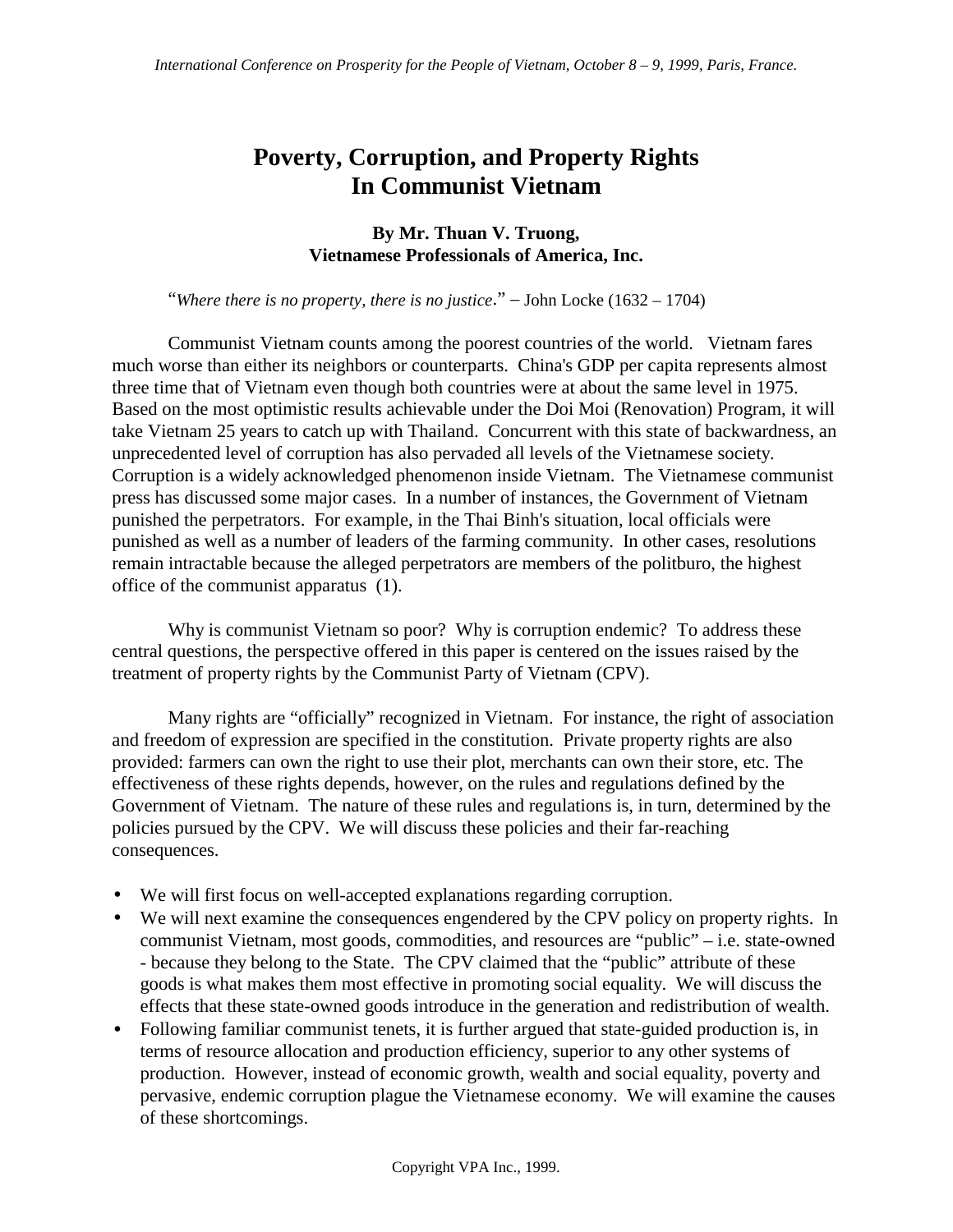# Poverty, Corruption, and Property Rights In Communist Vietnam

**By Mr. Thuan V. Truong,**
**Vietnamese Professionals of America, Inc.**

"*Where there is no property, there is no justice*." – John Locke (1632 – 1704)

Communist Vietnam counts among the poorest countries of the world. Vietnam fares much worse than either its neighbors or counterparts. China's GDP per capita represents almost three time that of Vietnam even though both countries were at about the same level in 1975. Based on the most optimistic results achievable under the Doi Moi (Renovation) Program, it will take Vietnam 25 years to catch up with Thailand. Concurrent with this state of backwardness, an unprecedented level of corruption has also pervaded all levels of the Vietnamese society. Corruption is a widely acknowledged phenomenon inside Vietnam. The Vietnamese communist press has discussed some major cases. In a number of instances, the Government of Vietnam punished the perpetrators. For example, in the Thai Binh's situation, local officials were punished as well as a number of leaders of the farming community. In other cases, resolutions remain intractable because the alleged perpetrators are members of the politburo, the highest office of the communist apparatus (1).

Why is communist Vietnam so poor? Why is corruption endemic? To address these central questions, the perspective offered in this paper is centered on the issues raised by the treatment of property rights by the Communist Party of Vietnam (CPV).

Many rights are "officially" recognized in Vietnam. For instance, the right of association and freedom of expression are specified in the constitution. Private property rights are also provided: farmers can own the right to use their plot, merchants can own their store, etc. The effectiveness of these rights depends, however, on the rules and regulations defined by the Government of Vietnam. The nature of these rules and regulations is, in turn, determined by the policies pursued by the CPV. We will discuss these policies and their far-reaching consequences.

- We will first focus on well-accepted explanations regarding corruption.
- We will next examine the consequences engendered by the CPV policy on property rights. In communist Vietnam, most goods, commodities, and resources are "public" – i.e. state-owned - because they belong to the State. The CPV claimed that the "public" attribute of these goods is what makes them most effective in promoting social equality. We will discuss the effects that these state-owned goods introduce in the generation and redistribution of wealth.
- Following familiar communist tenets, it is further argued that state-guided production is, in terms of resource allocation and production efficiency, superior to any other systems of production. However, instead of economic growth, wealth and social equality, poverty and pervasive, endemic corruption plague the Vietnamese economy. We will examine the causes of these shortcomings.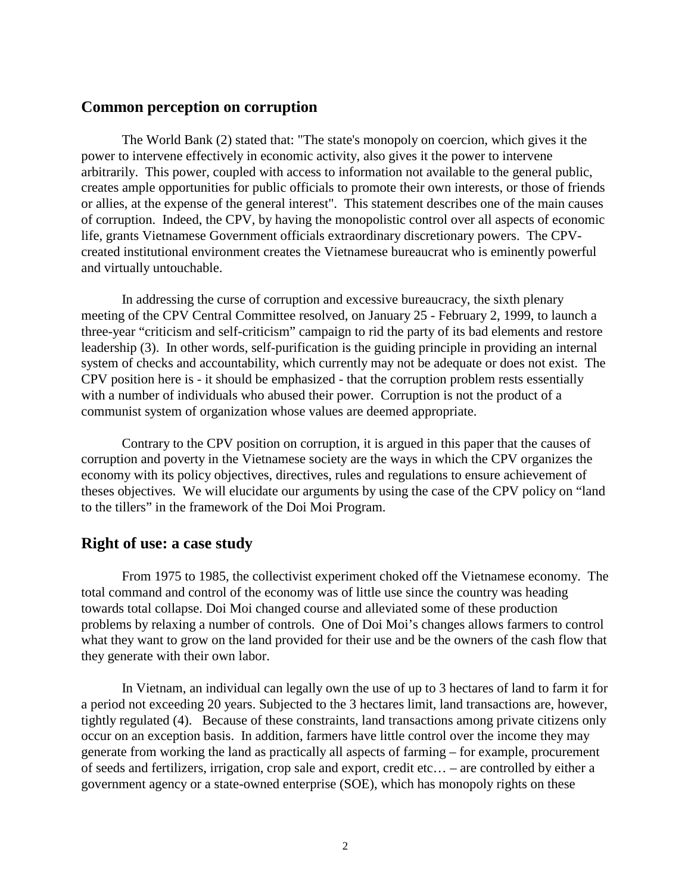## Common perception on corruption

The World Bank (2) stated that: "The state's monopoly on coercion, which gives it the power to intervene effectively in economic activity, also gives it the power to intervene arbitrarily. This power, coupled with access to information not available to the general public, creates ample opportunities for public officials to promote their own interests, or those of friends or allies, at the expense of the general interest". This statement describes one of the main causes of corruption. Indeed, the CPV, by having the monopolistic control over all aspects of economic life, grants Vietnamese Government officials extraordinary discretionary powers. The CPV-created institutional environment creates the Vietnamese bureaucrat who is eminently powerful and virtually untouchable.

In addressing the curse of corruption and excessive bureaucracy, the sixth plenary meeting of the CPV Central Committee resolved, on January 25 - February 2, 1999, to launch a three-year "criticism and self-criticism" campaign to rid the party of its bad elements and restore leadership (3). In other words, self-purification is the guiding principle in providing an internal system of checks and accountability, which currently may not be adequate or does not exist. The CPV position here is - it should be emphasized - that the corruption problem rests essentially with a number of individuals who abused their power. Corruption is not the product of a communist system of organization whose values are deemed appropriate.

Contrary to the CPV position on corruption, it is argued in this paper that the causes of corruption and poverty in the Vietnamese society are the ways in which the CPV organizes the economy with its policy objectives, directives, rules and regulations to ensure achievement of theses objectives. We will elucidate our arguments by using the case of the CPV policy on "land to the tillers" in the framework of the Doi Moi Program.

## Right of use: a case study

From 1975 to 1985, the collectivist experiment choked off the Vietnamese economy. The total command and control of the economy was of little use since the country was heading towards total collapse. Doi Moi changed course and alleviated some of these production problems by relaxing a number of controls. One of Doi Moi's changes allows farmers to control what they want to grow on the land provided for their use and be the owners of the cash flow that they generate with their own labor.

In Vietnam, an individual can legally own the use of up to 3 hectares of land to farm it for a period not exceeding 20 years. Subjected to the 3 hectares limit, land transactions are, however, tightly regulated (4). Because of these constraints, land transactions among private citizens only occur on an exception basis. In addition, farmers have little control over the income they may generate from working the land as practically all aspects of farming – for example, procurement of seeds and fertilizers, irrigation, crop sale and export, credit etc… – are controlled by either a government agency or a state-owned enterprise (SOE), which has monopoly rights on these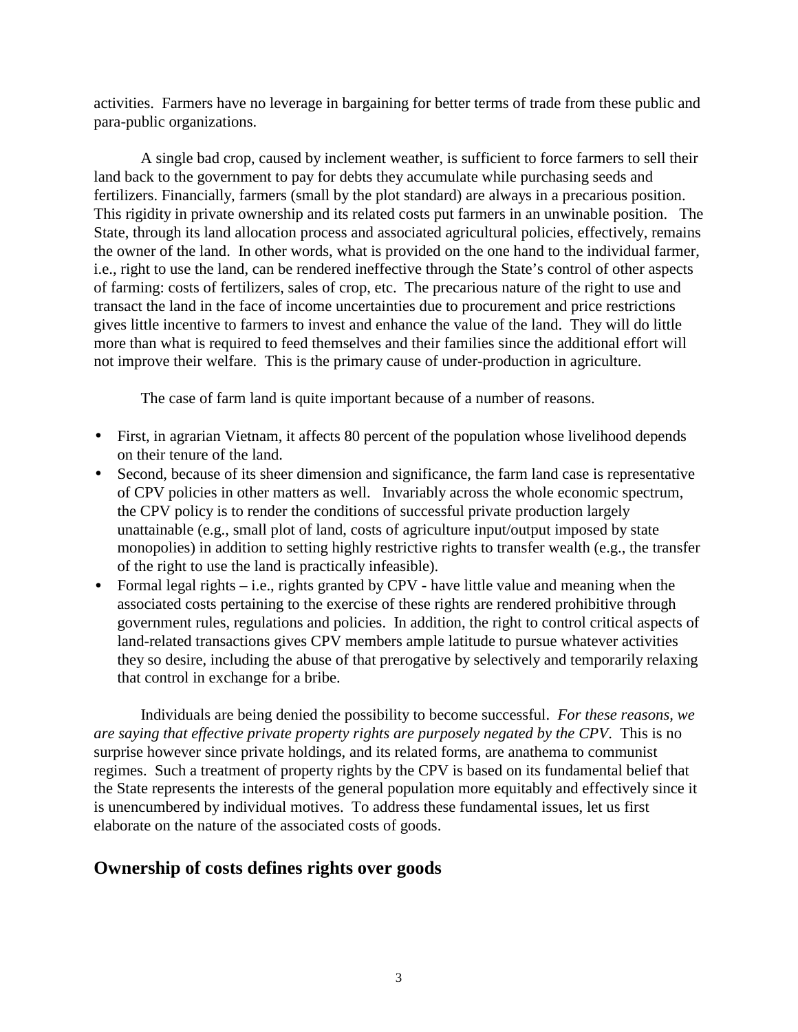activities. Farmers have no leverage in bargaining for better terms of trade from these public and para-public organizations.

A single bad crop, caused by inclement weather, is sufficient to force farmers to sell their land back to the government to pay for debts they accumulate while purchasing seeds and fertilizers. Financially, farmers (small by the plot standard) are always in a precarious position. This rigidity in private ownership and its related costs put farmers in an unwinable position. The State, through its land allocation process and associated agricultural policies, effectively, remains the owner of the land. In other words, what is provided on the one hand to the individual farmer, i.e., right to use the land, can be rendered ineffective through the State's control of other aspects of farming: costs of fertilizers, sales of crop, etc. The precarious nature of the right to use and transact the land in the face of income uncertainties due to procurement and price restrictions gives little incentive to farmers to invest and enhance the value of the land. They will do little more than what is required to feed themselves and their families since the additional effort will not improve their welfare. This is the primary cause of under-production in agriculture.

The case of farm land is quite important because of a number of reasons.

- First, in agrarian Vietnam, it affects 80 percent of the population whose livelihood depends on their tenure of the land.
- Second, because of its sheer dimension and significance, the farm land case is representative of CPV policies in other matters as well. Invariably across the whole economic spectrum, the CPV policy is to render the conditions of successful private production largely unattainable (e.g., small plot of land, costs of agriculture input/output imposed by state monopolies) in addition to setting highly restrictive rights to transfer wealth (e.g., the transfer of the right to use the land is practically infeasible).
- Formal legal rights – i.e., rights granted by CPV - have little value and meaning when the associated costs pertaining to the exercise of these rights are rendered prohibitive through government rules, regulations and policies. In addition, the right to control critical aspects of land-related transactions gives CPV members ample latitude to pursue whatever activities they so desire, including the abuse of that prerogative by selectively and temporarily relaxing that control in exchange for a bribe.

Individuals are being denied the possibility to become successful. *For these reasons, we are saying that effective private property rights are purposely negated by the CPV.* This is no surprise however since private holdings, and its related forms, are anathema to communist regimes. Such a treatment of property rights by the CPV is based on its fundamental belief that the State represents the interests of the general population more equitably and effectively since it is unencumbered by individual motives. To address these fundamental issues, let us first elaborate on the nature of the associated costs of goods.

## Ownership of costs defines rights over goods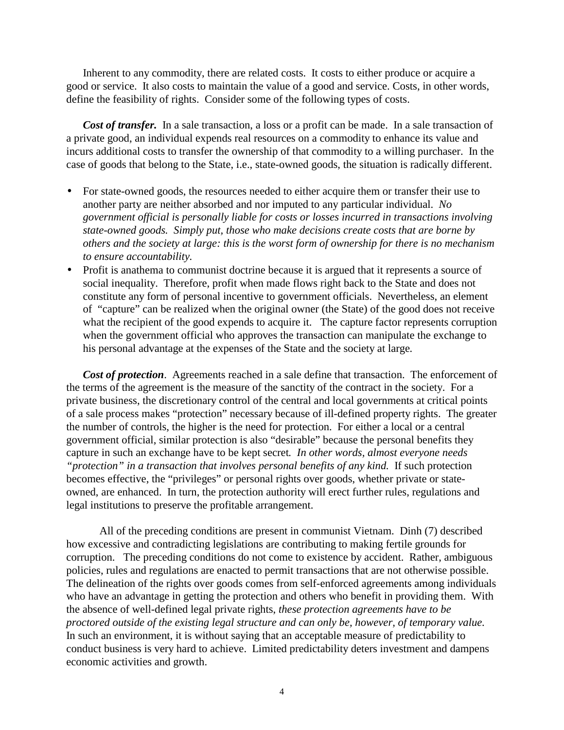Inherent to any commodity, there are related costs. It costs to either produce or acquire a good or service. It also costs to maintain the value of a good and service. Costs, in other words, define the feasibility of rights. Consider some of the following types of costs.

***Cost of transfer.*** In a sale transaction, a loss or a profit can be made. In a sale transaction of a private good, an individual expends real resources on a commodity to enhance its value and incurs additional costs to transfer the ownership of that commodity to a willing purchaser. In the case of goods that belong to the State, i.e., state-owned goods, the situation is radically different.

- For state-owned goods, the resources needed to either acquire them or transfer their use to another party are neither absorbed and nor imputed to any particular individual. *No government official is personally liable for costs or losses incurred in transactions involving state-owned goods. Simply put, those who make decisions create costs that are borne by others and the society at large: this is the worst form of ownership for there is no mechanism to ensure accountability.*
- Profit is anathema to communist doctrine because it is argued that it represents a source of social inequality. Therefore, profit when made flows right back to the State and does not constitute any form of personal incentive to government officials. Nevertheless, an element of "capture" can be realized when the original owner (the State) of the good does not receive what the recipient of the good expends to acquire it. The capture factor represents corruption when the government official who approves the transaction can manipulate the exchange to his personal advantage at the expenses of the State and the society at large.

***Cost of protection***. Agreements reached in a sale define that transaction. The enforcement of the terms of the agreement is the measure of the sanctity of the contract in the society. For a private business, the discretionary control of the central and local governments at critical points of a sale process makes "protection" necessary because of ill-defined property rights. The greater the number of controls, the higher is the need for protection. For either a local or a central government official, similar protection is also "desirable" because the personal benefits they capture in such an exchange have to be kept secret. *In other words, almost everyone needs "protection" in a transaction that involves personal benefits of any kind.* If such protection becomes effective, the "privileges" or personal rights over goods, whether private or state-owned, are enhanced. In turn, the protection authority will erect further rules, regulations and legal institutions to preserve the profitable arrangement.

All of the preceding conditions are present in communist Vietnam. Dinh (7) described how excessive and contradicting legislations are contributing to making fertile grounds for corruption. The preceding conditions do not come to existence by accident. Rather, ambiguous policies, rules and regulations are enacted to permit transactions that are not otherwise possible. The delineation of the rights over goods comes from self-enforced agreements among individuals who have an advantage in getting the protection and others who benefit in providing them. With the absence of well-defined legal private rights, *these protection agreements have to be proctored outside of the existing legal structure and can only be, however, of temporary value.* In such an environment, it is without saying that an acceptable measure of predictability to conduct business is very hard to achieve. Limited predictability deters investment and dampens economic activities and growth.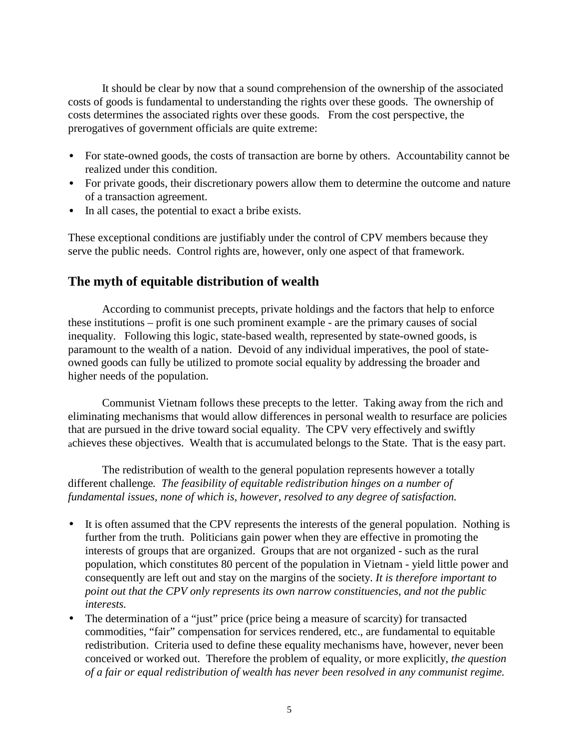It should be clear by now that a sound comprehension of the ownership of the associated costs of goods is fundamental to understanding the rights over these goods. The ownership of costs determines the associated rights over these goods. From the cost perspective, the prerogatives of government officials are quite extreme:

- For state-owned goods, the costs of transaction are borne by others. Accountability cannot be realized under this condition.
- For private goods, their discretionary powers allow them to determine the outcome and nature of a transaction agreement.
- In all cases, the potential to exact a bribe exists.

These exceptional conditions are justifiably under the control of CPV members because they serve the public needs. Control rights are, however, only one aspect of that framework.

## The myth of equitable distribution of wealth

According to communist precepts, private holdings and the factors that help to enforce these institutions – profit is one such prominent example - are the primary causes of social inequality. Following this logic, state-based wealth, represented by state-owned goods, is paramount to the wealth of a nation. Devoid of any individual imperatives, the pool of state-owned goods can fully be utilized to promote social equality by addressing the broader and higher needs of the population.

Communist Vietnam follows these precepts to the letter. Taking away from the rich and eliminating mechanisms that would allow differences in personal wealth to resurface are policies that are pursued in the drive toward social equality. The CPV very effectively and swiftly achieves these objectives. Wealth that is accumulated belongs to the State. That is the easy part.

The redistribution of wealth to the general population represents however a totally different challenge. *The feasibility of equitable redistribution hinges on a number of fundamental issues, none of which is, however, resolved to any degree of satisfaction.*

- It is often assumed that the CPV represents the interests of the general population. Nothing is further from the truth. Politicians gain power when they are effective in promoting the interests of groups that are organized. Groups that are not organized - such as the rural population, which constitutes 80 percent of the population in Vietnam - yield little power and consequently are left out and stay on the margins of the society. *It is therefore important to point out that the CPV only represents its own narrow constituencies, and not the public interests.*
- The determination of a "just" price (price being a measure of scarcity) for transacted commodities, "fair" compensation for services rendered, etc., are fundamental to equitable redistribution. Criteria used to define these equality mechanisms have, however, never been conceived or worked out. Therefore the problem of equality, or more explicitly, *the question of a fair or equal redistribution of wealth has never been resolved in any communist regime.*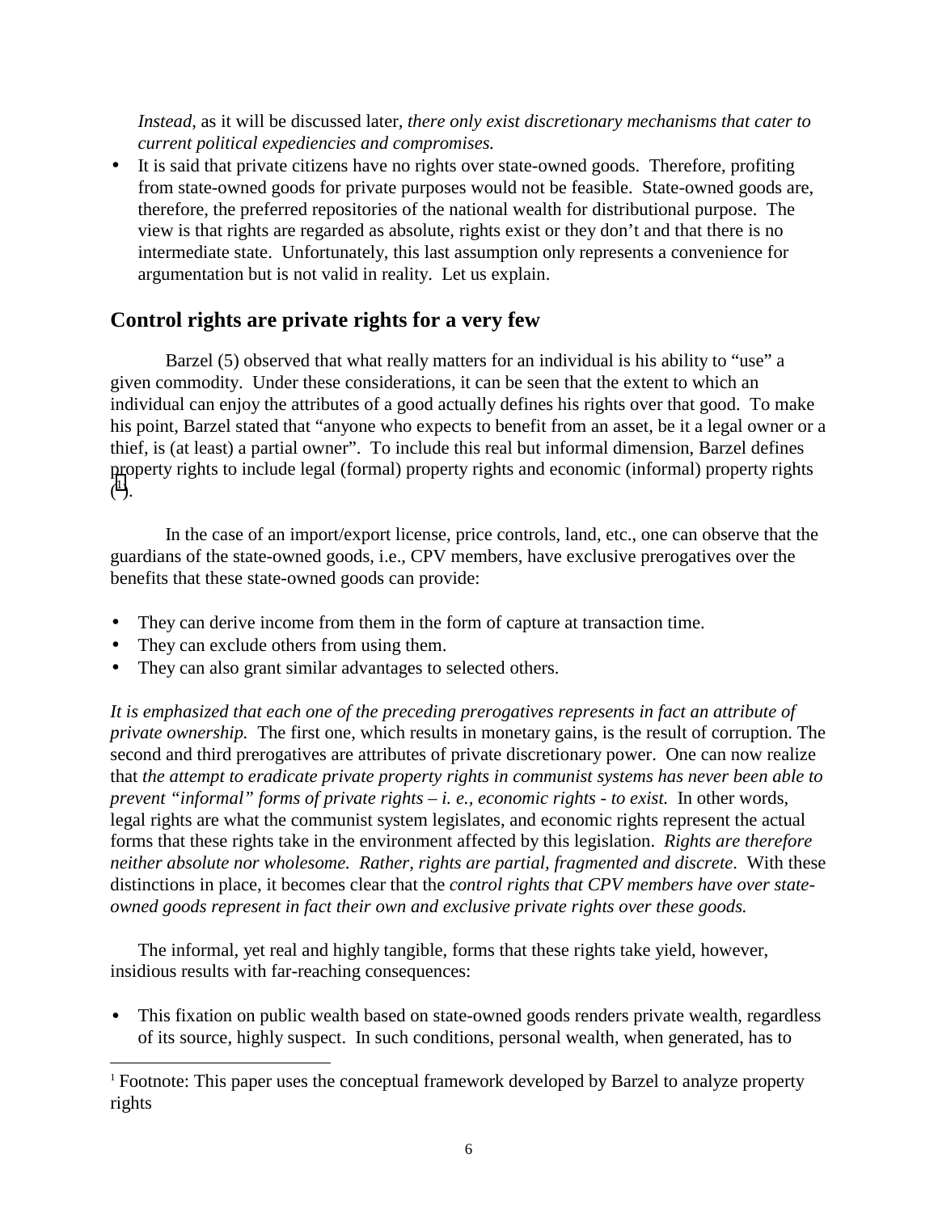*Instead*, as it will be discussed later, *there only exist discretionary mechanisms that cater to current political expediencies and compromises.*

- It is said that private citizens have no rights over state-owned goods. Therefore, profiting from state-owned goods for private purposes would not be feasible. State-owned goods are, therefore, the preferred repositories of the national wealth for distributional purpose. The view is that rights are regarded as absolute, rights exist or they don't and that there is no intermediate state. Unfortunately, this last assumption only represents a convenience for argumentation but is not valid in reality. Let us explain.

## Control rights are private rights for a very few

Barzel (5) observed that what really matters for an individual is his ability to "use" a given commodity. Under these considerations, it can be seen that the extent to which an individual can enjoy the attributes of a good actually defines his rights over that good. To make his point, Barzel stated that "anyone who expects to benefit from an asset, be it a legal owner or a thief, is (at least) a partial owner". To include this real but informal dimension, Barzel defines property rights to include legal (formal) property rights and economic (informal) property rights ([1]).

In the case of an import/export license, price controls, land, etc., one can observe that the guardians of the state-owned goods, i.e., CPV members, have exclusive prerogatives over the benefits that these state-owned goods can provide:

- They can derive income from them in the form of capture at transaction time.
- They can exclude others from using them.
- They can also grant similar advantages to selected others.

*It is emphasized that each one of the preceding prerogatives represents in fact an attribute of private ownership.* The first one, which results in monetary gains, is the result of corruption. The second and third prerogatives are attributes of private discretionary power. One can now realize that *the attempt to eradicate private property rights in communist systems has never been able to prevent "informal" forms of private rights – i. e., economic rights - to exist.* In other words, legal rights are what the communist system legislates, and economic rights represent the actual forms that these rights take in the environment affected by this legislation. *Rights are therefore neither absolute nor wholesome. Rather, rights are partial, fragmented and discrete*. With these distinctions in place, it becomes clear that the *control rights that CPV members have over state-owned goods represent in fact their own and exclusive private rights over these goods.*

The informal, yet real and highly tangible, forms that these rights take yield, however, insidious results with far-reaching consequences:

- This fixation on public wealth based on state-owned goods renders private wealth, regardless of its source, highly suspect. In such conditions, personal wealth, when generated, has to

[1] Footnote: This paper uses the conceptual framework developed by Barzel to analyze property rights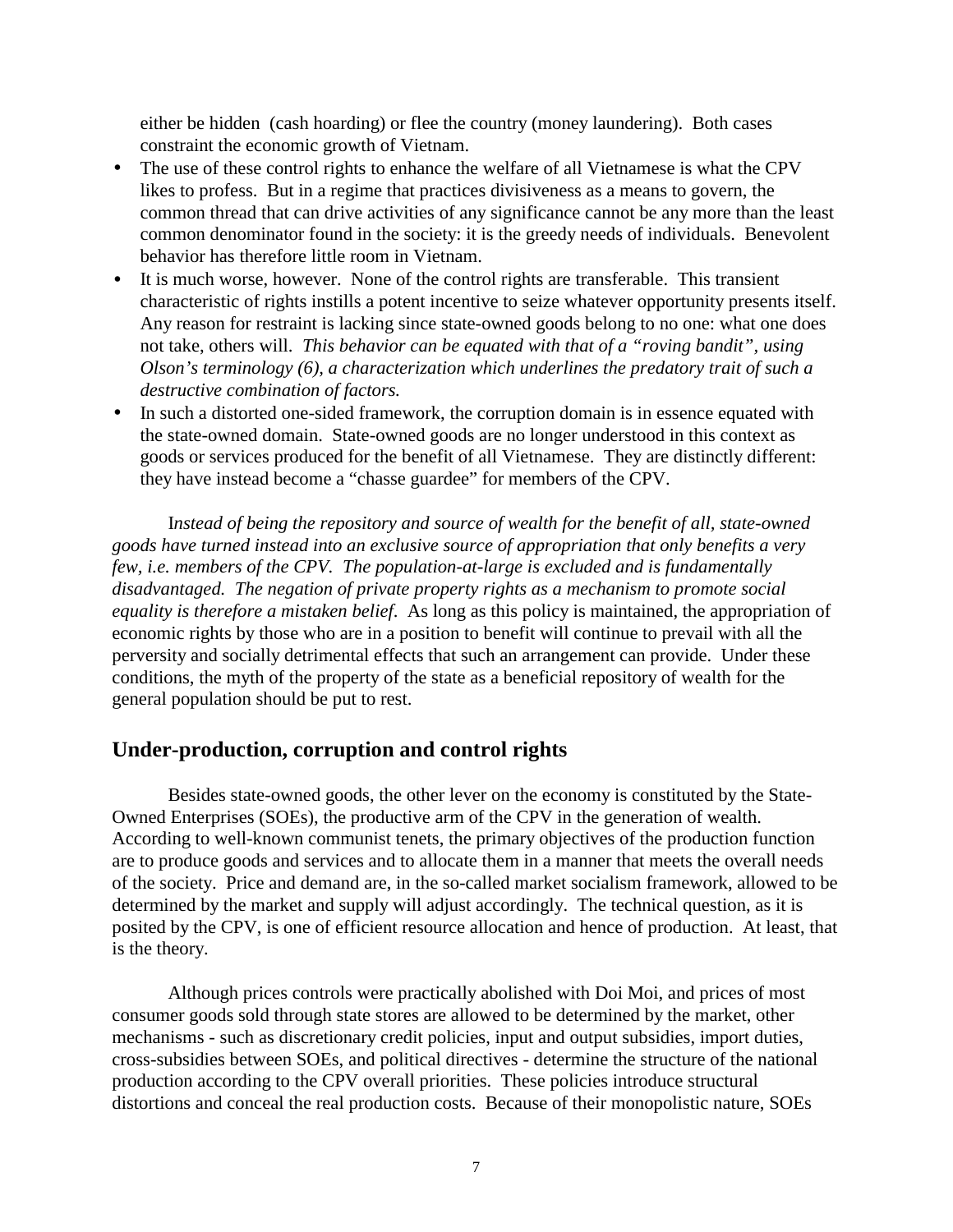either be hidden (cash hoarding) or flee the country (money laundering). Both cases constraint the economic growth of Vietnam.

- The use of these control rights to enhance the welfare of all Vietnamese is what the CPV likes to profess. But in a regime that practices divisiveness as a means to govern, the common thread that can drive activities of any significance cannot be any more than the least common denominator found in the society: it is the greedy needs of individuals. Benevolent behavior has therefore little room in Vietnam.
- It is much worse, however. None of the control rights are transferable. This transient characteristic of rights instills a potent incentive to seize whatever opportunity presents itself. Any reason for restraint is lacking since state-owned goods belong to no one: what one does not take, others will. *This behavior can be equated with that of a "roving bandit", using Olson's terminology (6), a characterization which underlines the predatory trait of such a destructive combination of factors.*
- In such a distorted one-sided framework, the corruption domain is in essence equated with the state-owned domain. State-owned goods are no longer understood in this context as goods or services produced for the benefit of all Vietnamese. They are distinctly different: they have instead become a "chasse guardee" for members of the CPV.

I*nstead of being the repository and source of wealth for the benefit of all, state-owned goods have turned instead into an exclusive source of appropriation that only benefits a very few, i.e. members of the CPV. The population-at-large is excluded and is fundamentally disadvantaged. The negation of private property rights as a mechanism to promote social equality is therefore a mistaken belief.* As long as this policy is maintained, the appropriation of economic rights by those who are in a position to benefit will continue to prevail with all the perversity and socially detrimental effects that such an arrangement can provide. Under these conditions, the myth of the property of the state as a beneficial repository of wealth for the general population should be put to rest.

## Under-production, corruption and control rights

Besides state-owned goods, the other lever on the economy is constituted by the State-Owned Enterprises (SOEs), the productive arm of the CPV in the generation of wealth. According to well-known communist tenets, the primary objectives of the production function are to produce goods and services and to allocate them in a manner that meets the overall needs of the society. Price and demand are, in the so-called market socialism framework, allowed to be determined by the market and supply will adjust accordingly. The technical question, as it is posited by the CPV, is one of efficient resource allocation and hence of production. At least, that is the theory.

Although prices controls were practically abolished with Doi Moi, and prices of most consumer goods sold through state stores are allowed to be determined by the market, other mechanisms - such as discretionary credit policies, input and output subsidies, import duties, cross-subsidies between SOEs, and political directives - determine the structure of the national production according to the CPV overall priorities. These policies introduce structural distortions and conceal the real production costs. Because of their monopolistic nature, SOEs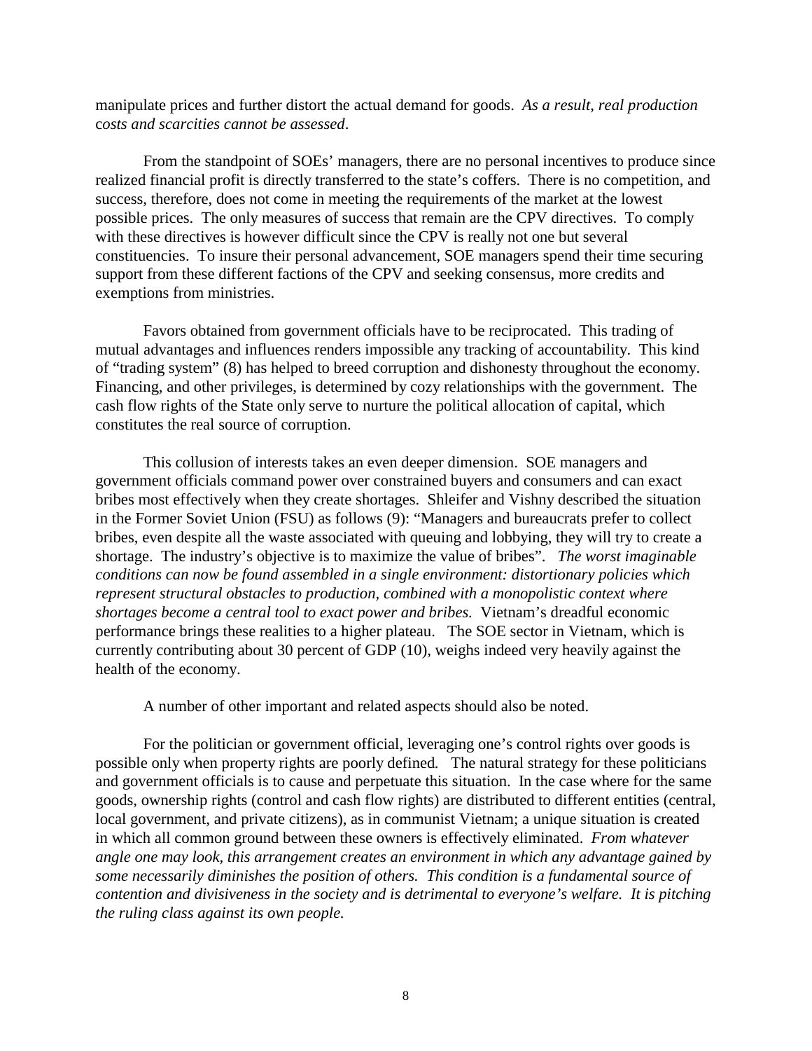manipulate prices and further distort the actual demand for goods. *As a result, real production costs and scarcities cannot be assessed*.

From the standpoint of SOEs' managers, there are no personal incentives to produce since realized financial profit is directly transferred to the state's coffers. There is no competition, and success, therefore, does not come in meeting the requirements of the market at the lowest possible prices. The only measures of success that remain are the CPV directives. To comply with these directives is however difficult since the CPV is really not one but several constituencies. To insure their personal advancement, SOE managers spend their time securing support from these different factions of the CPV and seeking consensus, more credits and exemptions from ministries.

Favors obtained from government officials have to be reciprocated. This trading of mutual advantages and influences renders impossible any tracking of accountability. This kind of "trading system" (8) has helped to breed corruption and dishonesty throughout the economy. Financing, and other privileges, is determined by cozy relationships with the government. The cash flow rights of the State only serve to nurture the political allocation of capital, which constitutes the real source of corruption.

This collusion of interests takes an even deeper dimension. SOE managers and government officials command power over constrained buyers and consumers and can exact bribes most effectively when they create shortages. Shleifer and Vishny described the situation in the Former Soviet Union (FSU) as follows (9): "Managers and bureaucrats prefer to collect bribes, even despite all the waste associated with queuing and lobbying, they will try to create a shortage. The industry's objective is to maximize the value of bribes". *The worst imaginable conditions can now be found assembled in a single environment: distortionary policies which represent structural obstacles to production, combined with a monopolistic context where shortages become a central tool to exact power and bribes*. Vietnam's dreadful economic performance brings these realities to a higher plateau. The SOE sector in Vietnam, which is currently contributing about 30 percent of GDP (10), weighs indeed very heavily against the health of the economy.

A number of other important and related aspects should also be noted.

For the politician or government official, leveraging one's control rights over goods is possible only when property rights are poorly defined*.* The natural strategy for these politicians and government officials is to cause and perpetuate this situation. In the case where for the same goods, ownership rights (control and cash flow rights) are distributed to different entities (central, local government, and private citizens), as in communist Vietnam; a unique situation is created in which all common ground between these owners is effectively eliminated. *From whatever angle one may look, this arrangement creates an environment in which any advantage gained by some necessarily diminishes the position of others. This condition is a fundamental source of contention and divisiveness in the society and is detrimental to everyone's welfare. It is pitching the ruling class against its own people.*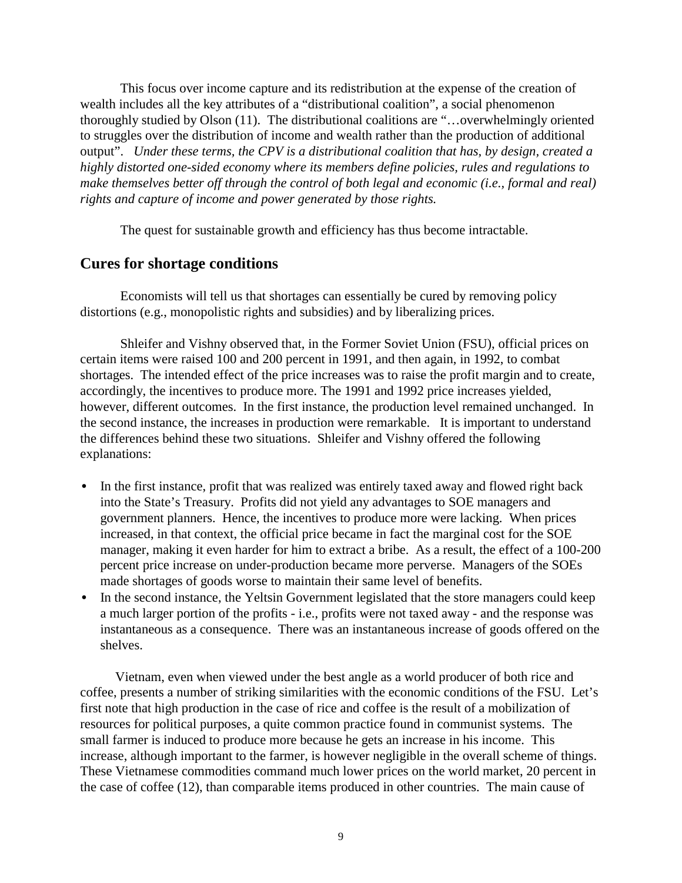This focus over income capture and its redistribution at the expense of the creation of wealth includes all the key attributes of a "distributional coalition", a social phenomenon thoroughly studied by Olson (11). The distributional coalitions are "…overwhelmingly oriented to struggles over the distribution of income and wealth rather than the production of additional output". *Under these terms, the CPV is a distributional coalition that has, by design, created a highly distorted one-sided economy where its members define policies, rules and regulations to make themselves better off through the control of both legal and economic (i.e., formal and real) rights and capture of income and power generated by those rights.*

The quest for sustainable growth and efficiency has thus become intractable.

## Cures for shortage conditions

Economists will tell us that shortages can essentially be cured by removing policy distortions (e.g., monopolistic rights and subsidies) and by liberalizing prices.

Shleifer and Vishny observed that, in the Former Soviet Union (FSU), official prices on certain items were raised 100 and 200 percent in 1991, and then again, in 1992, to combat shortages. The intended effect of the price increases was to raise the profit margin and to create, accordingly, the incentives to produce more. The 1991 and 1992 price increases yielded, however, different outcomes. In the first instance, the production level remained unchanged. In the second instance, the increases in production were remarkable. It is important to understand the differences behind these two situations. Shleifer and Vishny offered the following explanations:

- In the first instance, profit that was realized was entirely taxed away and flowed right back into the State's Treasury. Profits did not yield any advantages to SOE managers and government planners. Hence, the incentives to produce more were lacking. When prices increased, in that context, the official price became in fact the marginal cost for the SOE manager, making it even harder for him to extract a bribe. As a result, the effect of a 100-200 percent price increase on under-production became more perverse. Managers of the SOEs made shortages of goods worse to maintain their same level of benefits.
- In the second instance, the Yeltsin Government legislated that the store managers could keep a much larger portion of the profits - i.e., profits were not taxed away - and the response was instantaneous as a consequence. There was an instantaneous increase of goods offered on the shelves.

Vietnam, even when viewed under the best angle as a world producer of both rice and coffee, presents a number of striking similarities with the economic conditions of the FSU. Let's first note that high production in the case of rice and coffee is the result of a mobilization of resources for political purposes, a quite common practice found in communist systems. The small farmer is induced to produce more because he gets an increase in his income. This increase, although important to the farmer, is however negligible in the overall scheme of things. These Vietnamese commodities command much lower prices on the world market, 20 percent in the case of coffee (12), than comparable items produced in other countries. The main cause of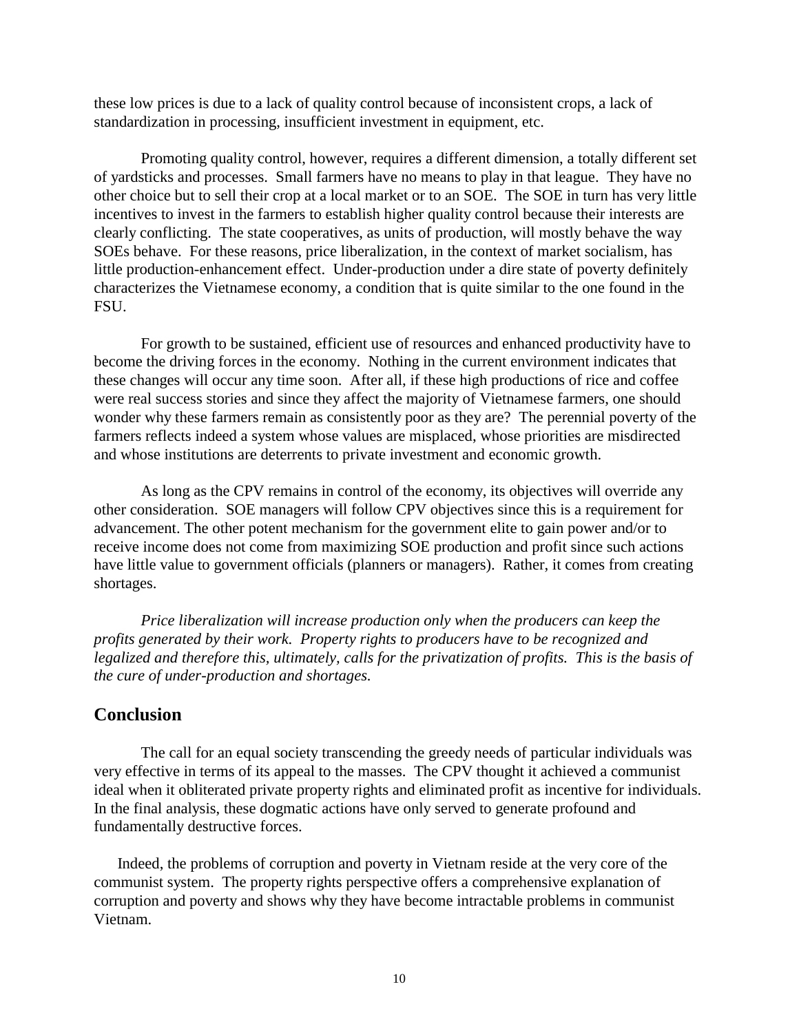these low prices is due to a lack of quality control because of inconsistent crops, a lack of standardization in processing, insufficient investment in equipment, etc.

Promoting quality control, however, requires a different dimension, a totally different set of yardsticks and processes. Small farmers have no means to play in that league. They have no other choice but to sell their crop at a local market or to an SOE. The SOE in turn has very little incentives to invest in the farmers to establish higher quality control because their interests are clearly conflicting. The state cooperatives, as units of production, will mostly behave the way SOEs behave. For these reasons, price liberalization, in the context of market socialism, has little production-enhancement effect. Under-production under a dire state of poverty definitely characterizes the Vietnamese economy, a condition that is quite similar to the one found in the FSU.

For growth to be sustained, efficient use of resources and enhanced productivity have to become the driving forces in the economy. Nothing in the current environment indicates that these changes will occur any time soon. After all, if these high productions of rice and coffee were real success stories and since they affect the majority of Vietnamese farmers, one should wonder why these farmers remain as consistently poor as they are? The perennial poverty of the farmers reflects indeed a system whose values are misplaced, whose priorities are misdirected and whose institutions are deterrents to private investment and economic growth.

As long as the CPV remains in control of the economy, its objectives will override any other consideration. SOE managers will follow CPV objectives since this is a requirement for advancement. The other potent mechanism for the government elite to gain power and/or to receive income does not come from maximizing SOE production and profit since such actions have little value to government officials (planners or managers). Rather, it comes from creating shortages.

*Price liberalization will increase production only when the producers can keep the profits generated by their work. Property rights to producers have to be recognized and legalized and therefore this, ultimately, calls for the privatization of profits. This is the basis of the cure of under-production and shortages.*

## Conclusion

The call for an equal society transcending the greedy needs of particular individuals was very effective in terms of its appeal to the masses. The CPV thought it achieved a communist ideal when it obliterated private property rights and eliminated profit as incentive for individuals. In the final analysis, these dogmatic actions have only served to generate profound and fundamentally destructive forces.

Indeed, the problems of corruption and poverty in Vietnam reside at the very core of the communist system. The property rights perspective offers a comprehensive explanation of corruption and poverty and shows why they have become intractable problems in communist Vietnam.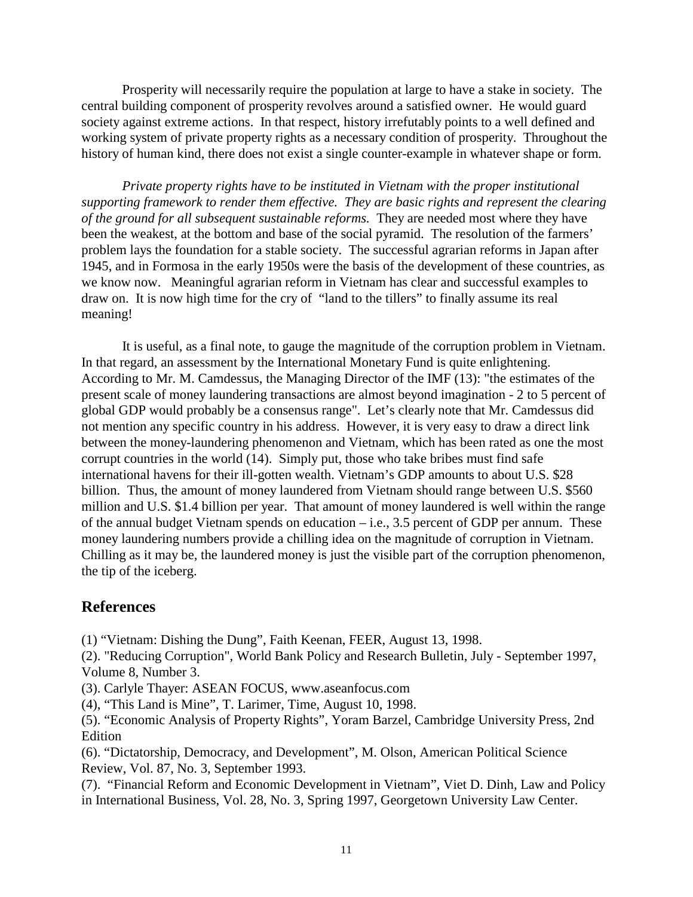Prosperity will necessarily require the population at large to have a stake in society. The central building component of prosperity revolves around a satisfied owner. He would guard society against extreme actions. In that respect, history irrefutably points to a well defined and working system of private property rights as a necessary condition of prosperity. Throughout the history of human kind, there does not exist a single counter-example in whatever shape or form.

*Private property rights have to be instituted in Vietnam with the proper institutional supporting framework to render them effective. They are basic rights and represent the clearing of the ground for all subsequent sustainable reforms.* They are needed most where they have been the weakest, at the bottom and base of the social pyramid. The resolution of the farmers' problem lays the foundation for a stable society. The successful agrarian reforms in Japan after 1945, and in Formosa in the early 1950s were the basis of the development of these countries, as we know now. Meaningful agrarian reform in Vietnam has clear and successful examples to draw on. It is now high time for the cry of "land to the tillers" to finally assume its real meaning!

It is useful, as a final note, to gauge the magnitude of the corruption problem in Vietnam. In that regard, an assessment by the International Monetary Fund is quite enlightening. According to Mr. M. Camdessus, the Managing Director of the IMF (13): "the estimates of the present scale of money laundering transactions are almost beyond imagination - 2 to 5 percent of global GDP would probably be a consensus range". Let's clearly note that Mr. Camdessus did not mention any specific country in his address. However, it is very easy to draw a direct link between the money-laundering phenomenon and Vietnam, which has been rated as one the most corrupt countries in the world (14). Simply put, those who take bribes must find safe international havens for their ill-gotten wealth. Vietnam's GDP amounts to about U.S. $28 billion. Thus, the amount of money laundered from Vietnam should range between U.S. $560 million and U.S. $1.4 billion per year. That amount of money laundered is well within the range of the annual budget Vietnam spends on education – i.e., 3.5 percent of GDP per annum. These money laundering numbers provide a chilling idea on the magnitude of corruption in Vietnam. Chilling as it may be, the laundered money is just the visible part of the corruption phenomenon, the tip of the iceberg.

## References

(1) "Vietnam: Dishing the Dung", Faith Keenan, FEER, August 13, 1998.

(2). "Reducing Corruption", World Bank Policy and Research Bulletin, July - September 1997, Volume 8, Number 3.

(3). Carlyle Thayer: ASEAN FOCUS, www.aseanfocus.com

(4), "This Land is Mine", T. Larimer, Time, August 10, 1998.

(5). "Economic Analysis of Property Rights", Yoram Barzel, Cambridge University Press, 2nd Edition

(6). "Dictatorship, Democracy, and Development", M. Olson, American Political Science Review, Vol. 87, No. 3, September 1993.

(7). "Financial Reform and Economic Development in Vietnam", Viet D. Dinh, Law and Policy in International Business, Vol. 28, No. 3, Spring 1997, Georgetown University Law Center.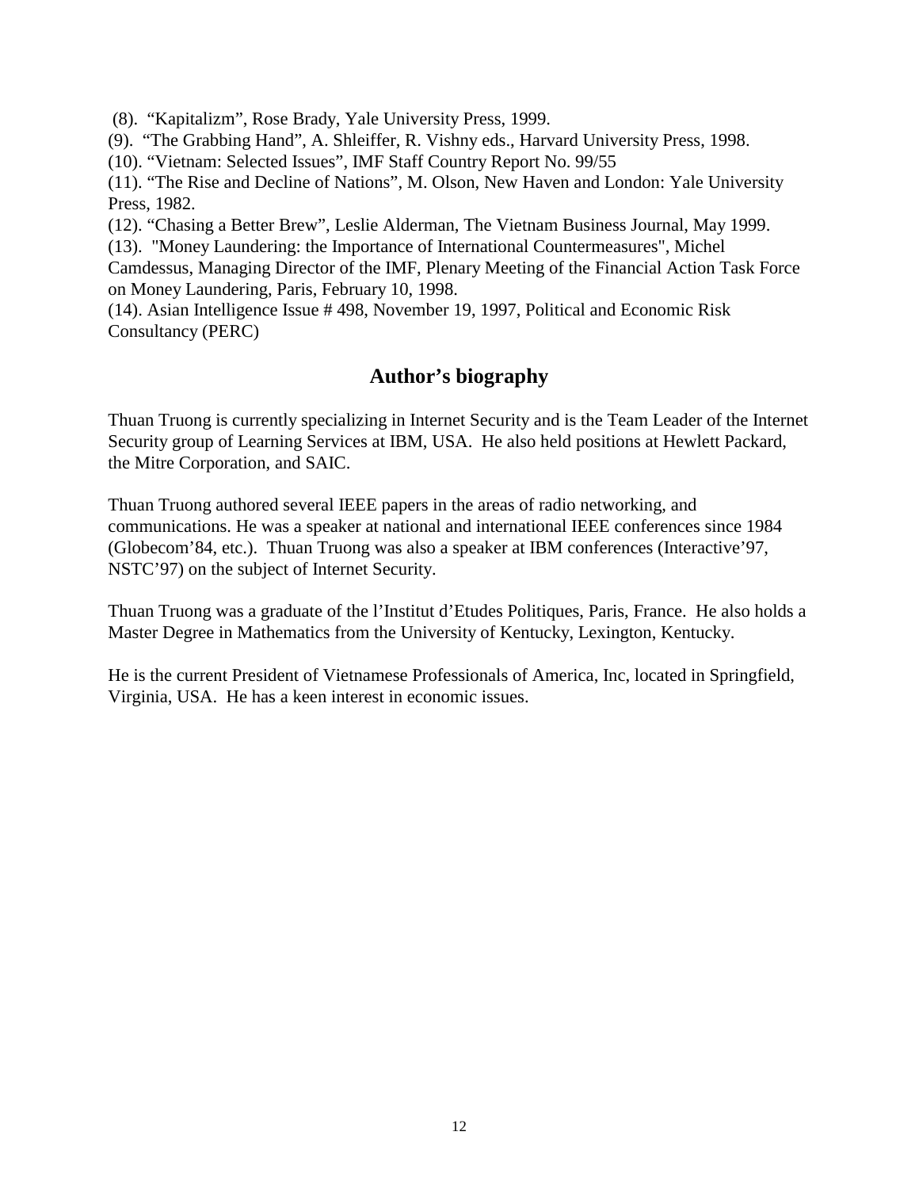(8). “Kapitalizm”, Rose Brady, Yale University Press, 1999.
(9). “The Grabbing Hand”, A. Shleiffer, R. Vishny eds., Harvard University Press, 1998.
(10). “Vietnam: Selected Issues”, IMF Staff Country Report No. 99/55
(11). “The Rise and Decline of Nations”, M. Olson, New Haven and London: Yale University Press, 1982.
(12). “Chasing a Better Brew”, Leslie Alderman, The Vietnam Business Journal, May 1999.
(13). "Money Laundering: the Importance of International Countermeasures", Michel Camdessus, Managing Director of the IMF, Plenary Meeting of the Financial Action Task Force on Money Laundering, Paris, February 10, 1998.
(14). Asian Intelligence Issue # 498, November 19, 1997, Political and Economic Risk Consultancy (PERC)

## Author’s biography

Thuan Truong is currently specializing in Internet Security and is the Team Leader of the Internet Security group of Learning Services at IBM, USA. He also held positions at Hewlett Packard, the Mitre Corporation, and SAIC.

Thuan Truong authored several IEEE papers in the areas of radio networking, and communications. He was a speaker at national and international IEEE conferences since 1984 (Globecom’84, etc.). Thuan Truong was also a speaker at IBM conferences (Interactive’97, NSTC’97) on the subject of Internet Security.

Thuan Truong was a graduate of the l’Institut d’Etudes Politiques, Paris, France. He also holds a Master Degree in Mathematics from the University of Kentucky, Lexington, Kentucky.

He is the current President of Vietnamese Professionals of America, Inc, located in Springfield, Virginia, USA. He has a keen interest in economic issues.